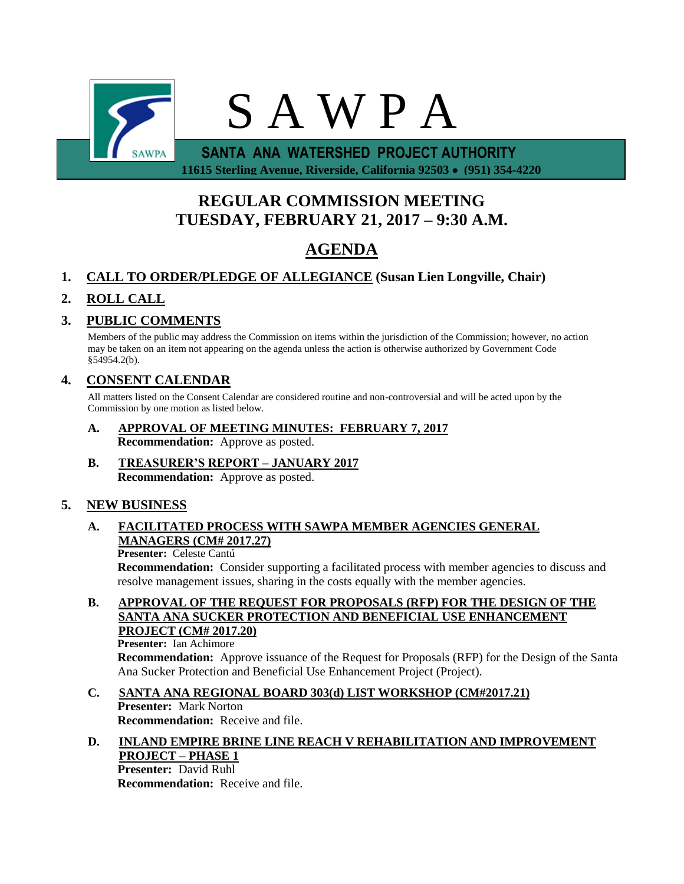# S A W P A

**SANTA ANA WATERSHED PROJECT AUTHORITY**

**11615 Sterling Avenue, Riverside, California 92503 • (951) 354-4220**

## REGULAR COMMISSION MEETING
## TUESDAY, FEBRUARY 21, 2017 – 9:30 A.M.

## AGENDA

**1. CALL TO ORDER/PLEDGE OF ALLEGIANCE (Susan Lien Longville, Chair)**

**2. ROLL CALL**

**3. PUBLIC COMMENTS**

Members of the public may address the Commission on items within the jurisdiction of the Commission; however, no action may be taken on an item not appearing on the agenda unless the action is otherwise authorized by Government Code §54954.2(b).

**4. CONSENT CALENDAR**

All matters listed on the Consent Calendar are considered routine and non-controversial and will be acted upon by the Commission by one motion as listed below.

**A. APPROVAL OF MEETING MINUTES: FEBRUARY 7, 2017**
**Recommendation:** Approve as posted.

**B. TREASURER'S REPORT – JANUARY 2017**
**Recommendation:** Approve as posted.

**5. NEW BUSINESS**

**A. FACILITATED PROCESS WITH SAWPA MEMBER AGENCIES GENERAL MANAGERS (CM# 2017.27)**
**Presenter:** Celeste Cantú
**Recommendation:** Consider supporting a facilitated process with member agencies to discuss and resolve management issues, sharing in the costs equally with the member agencies.

**B. APPROVAL OF THE REQUEST FOR PROPOSALS (RFP) FOR THE DESIGN OF THE SANTA ANA SUCKER PROTECTION AND BENEFICIAL USE ENHANCEMENT PROJECT (CM# 2017.20)**
**Presenter:** Ian Achimore
**Recommendation:** Approve issuance of the Request for Proposals (RFP) for the Design of the Santa Ana Sucker Protection and Beneficial Use Enhancement Project (Project).

**C. SANTA ANA REGIONAL BOARD 303(d) LIST WORKSHOP (CM#2017.21)**
**Presenter:** Mark Norton
**Recommendation:** Receive and file.

**D. INLAND EMPIRE BRINE LINE REACH V REHABILITATION AND IMPROVEMENT PROJECT – PHASE 1**
**Presenter:** David Ruhl
**Recommendation:** Receive and file.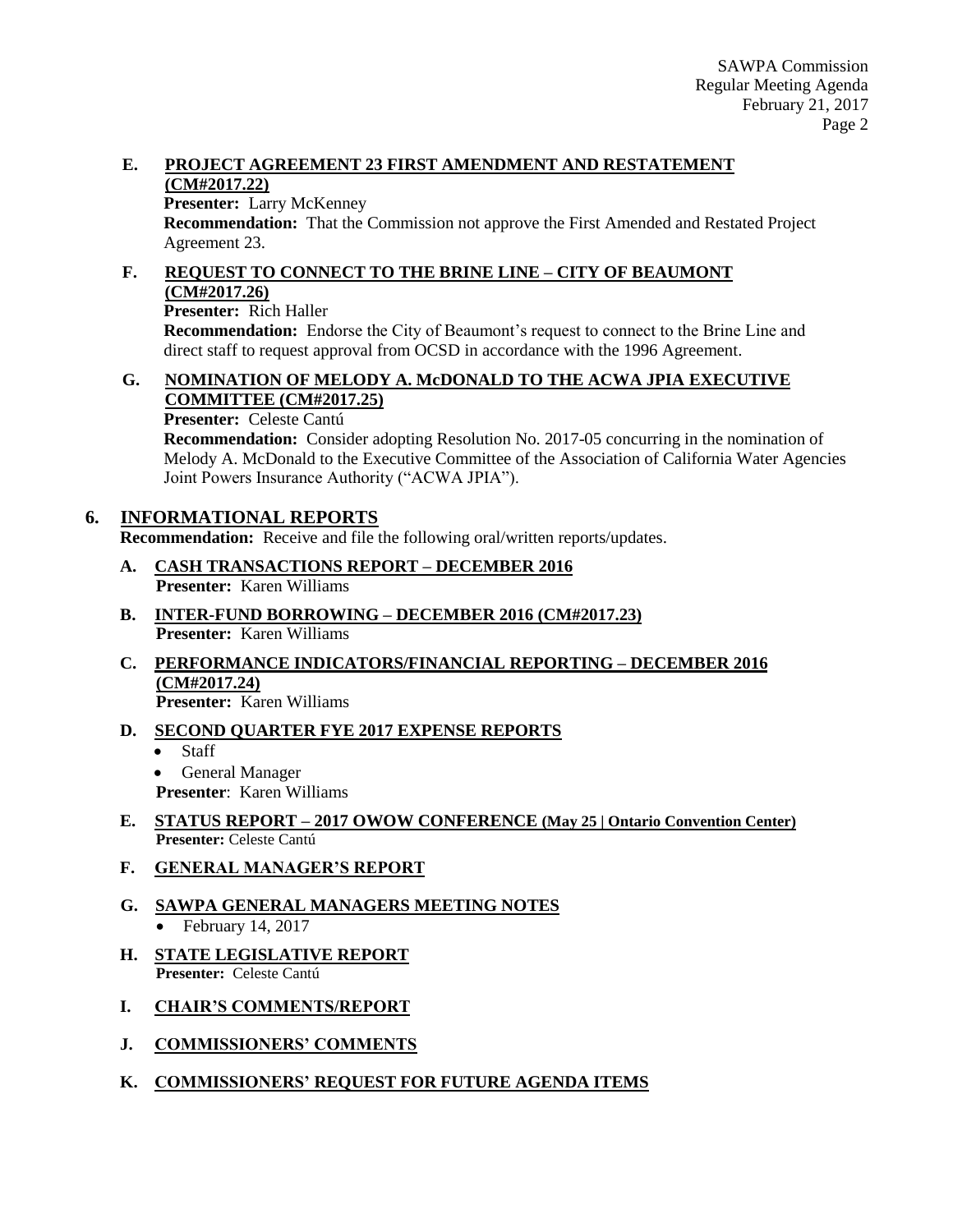**E. PROJECT AGREEMENT 23 FIRST AMENDMENT AND RESTATEMENT (CM#2017.22)**

**Presenter:** Larry McKenney

**Recommendation:** That the Commission not approve the First Amended and Restated Project Agreement 23.

**F. REQUEST TO CONNECT TO THE BRINE LINE – CITY OF BEAUMONT (CM#2017.26)**

**Presenter:** Rich Haller

**Recommendation:** Endorse the City of Beaumont's request to connect to the Brine Line and direct staff to request approval from OCSD in accordance with the 1996 Agreement.

**G. NOMINATION OF MELODY A. McDONALD TO THE ACWA JPIA EXECUTIVE COMMITTEE (CM#2017.25)**

**Presenter:** Celeste Cantú

**Recommendation:** Consider adopting Resolution No. 2017-05 concurring in the nomination of Melody A. McDonald to the Executive Committee of the Association of California Water Agencies Joint Powers Insurance Authority ("ACWA JPIA").

## 6. INFORMATIONAL REPORTS

**Recommendation:** Receive and file the following oral/written reports/updates.

**A. CASH TRANSACTIONS REPORT – DECEMBER 2016**
**Presenter:** Karen Williams

**B. INTER-FUND BORROWING – DECEMBER 2016 (CM#2017.23)**
**Presenter:** Karen Williams

**C. PERFORMANCE INDICATORS/FINANCIAL REPORTING – DECEMBER 2016 (CM#2017.24)**
**Presenter:** Karen Williams

**D. SECOND QUARTER FYE 2017 EXPENSE REPORTS**

- Staff
- General Manager

**Presenter**: Karen Williams

**E. STATUS REPORT – 2017 OWOW CONFERENCE (May 25 | Ontario Convention Center)**
**Presenter:** Celeste Cantú

**F. GENERAL MANAGER'S REPORT**

**G. SAWPA GENERAL MANAGERS MEETING NOTES**

- February 14, 2017

**H. STATE LEGISLATIVE REPORT**
**Presenter:** Celeste Cantú

**I. CHAIR'S COMMENTS/REPORT**

**J. COMMISSIONERS' COMMENTS**

**K. COMMISSIONERS' REQUEST FOR FUTURE AGENDA ITEMS**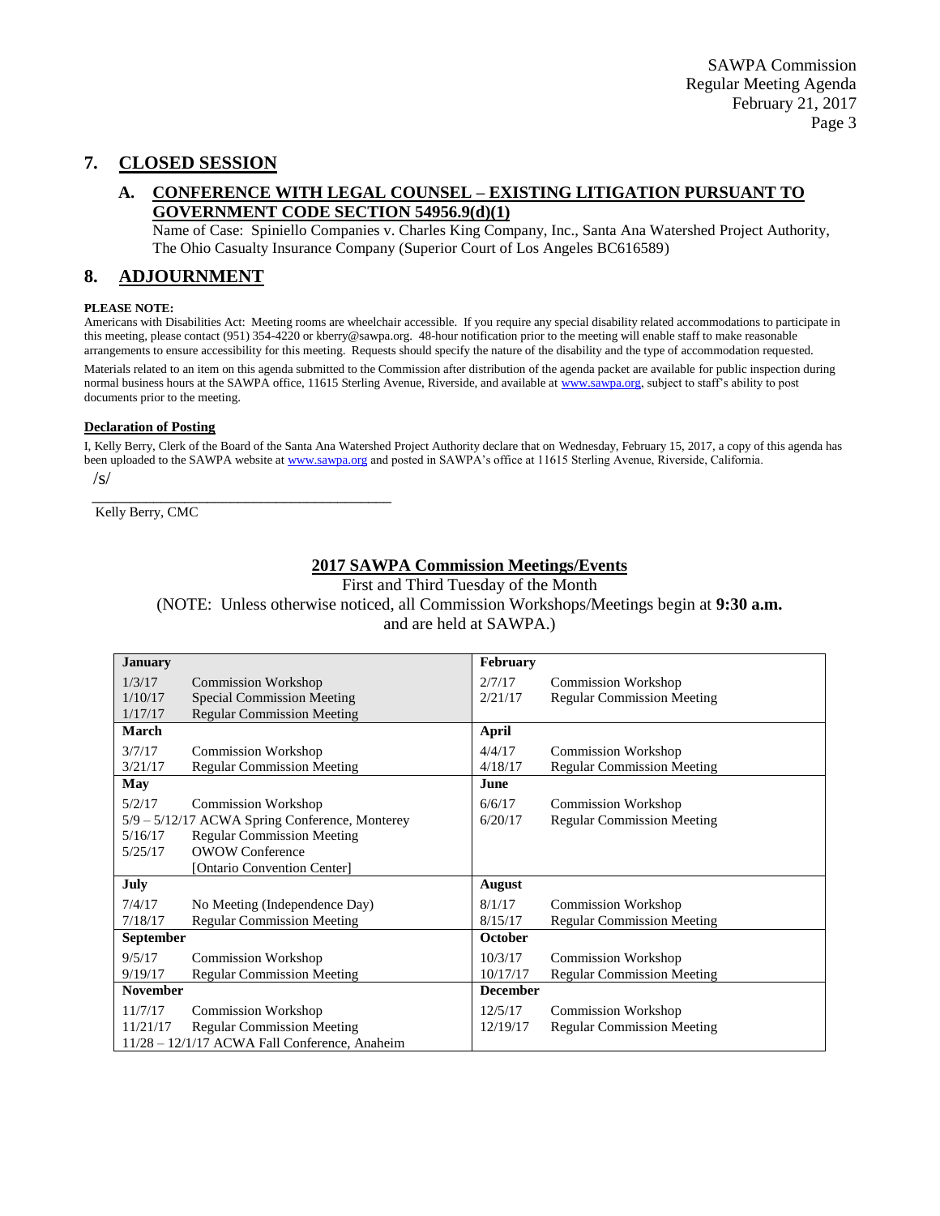## 7. CLOSED SESSION

### A. CONFERENCE WITH LEGAL COUNSEL – EXISTING LITIGATION PURSUANT TO GOVERNMENT CODE SECTION 54956.9(d)(1)

Name of Case: Spiniello Companies v. Charles King Company, Inc., Santa Ana Watershed Project Authority, The Ohio Casualty Insurance Company (Superior Court of Los Angeles BC616589)

## 8. ADJOURNMENT

**PLEASE NOTE:**

Americans with Disabilities Act: Meeting rooms are wheelchair accessible. If you require any special disability related accommodations to participate in this meeting, please contact (951) 354-4220 or kberry@sawpa.org. 48-hour notification prior to the meeting will enable staff to make reasonable arrangements to ensure accessibility for this meeting. Requests should specify the nature of the disability and the type of accommodation requested.

Materials related to an item on this agenda submitted to the Commission after distribution of the agenda packet are available for public inspection during normal business hours at the SAWPA office, 11615 Sterling Avenue, Riverside, and available at www.sawpa.org, subject to staff's ability to post documents prior to the meeting.

**Declaration of Posting**

I, Kelly Berry, Clerk of the Board of the Santa Ana Watershed Project Authority declare that on Wednesday, February 15, 2017, a copy of this agenda has been uploaded to the SAWPA website at www.sawpa.org and posted in SAWPA's office at 11615 Sterling Avenue, Riverside, California.

/s/

_______________________________________

Kelly Berry, CMC

**2017 SAWPA Commission Meetings/Events**

First and Third Tuesday of the Month

(NOTE: Unless otherwise noticed, all Commission Workshops/Meetings begin at **9:30 a.m.** and are held at SAWPA.)

| | | | |
|---|---|---|---|
| **January** | | **February** | |
| 1/3/17 | Commission Workshop | 2/7/17 | Commission Workshop |
| 1/10/17 | Special Commission Meeting | 2/21/17 | Regular Commission Meeting |
| 1/17/17 | Regular Commission Meeting | | |
| **March** | | **April** | |
| 3/7/17 | Commission Workshop | 4/4/17 | Commission Workshop |
| 3/21/17 | Regular Commission Meeting | 4/18/17 | Regular Commission Meeting |
| **May** | | **June** | |
| 5/2/17 | Commission Workshop | 6/6/17 | Commission Workshop |
| 5/9 – 5/12/17 | ACWA Spring Conference, Monterey | 6/20/17 | Regular Commission Meeting |
| 5/16/17 | Regular Commission Meeting | | |
| 5/25/17 | OWOW Conference [Ontario Convention Center] | | |
| **July** | | **August** | |
| 7/4/17 | No Meeting (Independence Day) | 8/1/17 | Commission Workshop |
| 7/18/17 | Regular Commission Meeting | 8/15/17 | Regular Commission Meeting |
| **September** | | **October** | |
| 9/5/17 | Commission Workshop | 10/3/17 | Commission Workshop |
| 9/19/17 | Regular Commission Meeting | 10/17/17 | Regular Commission Meeting |
| **November** | | **December** | |
| 11/7/17 | Commission Workshop | 12/5/17 | Commission Workshop |
| 11/21/17 | Regular Commission Meeting | 12/19/17 | Regular Commission Meeting |
| 11/28 – 12/1/17 | ACWA Fall Conference, Anaheim | | |